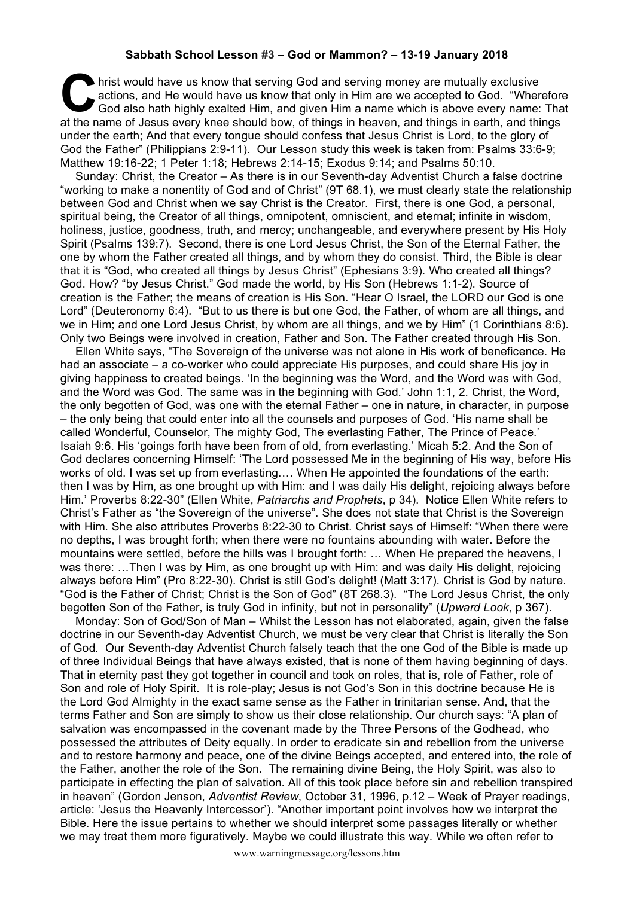**Sabbath School Lesson #3 – God or Mammon? – 13-19 January 2018**

Christ would have us know that serving God and serving money are mutually exclusive actions, and He would have us know that only in Him are we accepted to God. "Wherefore God also hath highly exalted Him, and given Him a name which is above every name: That at the name of Jesus every knee should bow, of things in heaven, and things in earth, and things under the earth; And that every tongue should confess that Jesus Christ is Lord, to the glory of God the Father" (Philippians 2:9-11). Our Lesson study this week is taken from: Psalms 33:6-9; Matthew 19:16-22; 1 Peter 1:18; Hebrews 2:14-15; Exodus 9:14; and Psalms 50:10.

Sunday: Christ, the Creator – As there is in our Seventh-day Adventist Church a false doctrine "working to make a nonentity of God and of Christ" (9T 68.1), we must clearly state the relationship between God and Christ when we say Christ is the Creator. First, there is one God, a personal, spiritual being, the Creator of all things, omnipotent, omniscient, and eternal; infinite in wisdom, holiness, justice, goodness, truth, and mercy; unchangeable, and everywhere present by His Holy Spirit (Psalms 139:7). Second, there is one Lord Jesus Christ, the Son of the Eternal Father, the one by whom the Father created all things, and by whom they do consist. Third, the Bible is clear that it is "God, who created all things by Jesus Christ" (Ephesians 3:9). Who created all things? God. How? "by Jesus Christ." God made the world, by His Son (Hebrews 1:1-2). Source of creation is the Father; the means of creation is His Son. "Hear O Israel, the LORD our God is one Lord" (Deuteronomy 6:4). "But to us there is but one God, the Father, of whom are all things, and we in Him; and one Lord Jesus Christ, by whom are all things, and we by Him" (1 Corinthians 8:6). Only two Beings were involved in creation, Father and Son. The Father created through His Son.

Ellen White says, "The Sovereign of the universe was not alone in His work of beneficence. He had an associate – a co-worker who could appreciate His purposes, and could share His joy in giving happiness to created beings. 'In the beginning was the Word, and the Word was with God, and the Word was God. The same was in the beginning with God.' John 1:1, 2. Christ, the Word, the only begotten of God, was one with the eternal Father – one in nature, in character, in purpose – the only being that could enter into all the counsels and purposes of God. 'His name shall be called Wonderful, Counselor, The mighty God, The everlasting Father, The Prince of Peace.' Isaiah 9:6. His 'goings forth have been from of old, from everlasting.' Micah 5:2. And the Son of God declares concerning Himself: 'The Lord possessed Me in the beginning of His way, before His works of old. I was set up from everlasting…. When He appointed the foundations of the earth: then I was by Him, as one brought up with Him: and I was daily His delight, rejoicing always before Him.' Proverbs 8:22-30" (Ellen White, *Patriarchs and Prophets*, p 34). Notice Ellen White refers to Christ's Father as "the Sovereign of the universe". She does not state that Christ is the Sovereign with Him. She also attributes Proverbs 8:22-30 to Christ. Christ says of Himself: "When there were no depths, I was brought forth; when there were no fountains abounding with water. Before the mountains were settled, before the hills was I brought forth: … When He prepared the heavens, I was there: …Then I was by Him, as one brought up with Him: and was daily His delight, rejoicing always before Him" (Pro 8:22-30). Christ is still God's delight! (Matt 3:17). Christ is God by nature. "God is the Father of Christ; Christ is the Son of God" (8T 268.3). "The Lord Jesus Christ, the only begotten Son of the Father, is truly God in infinity, but not in personality" (*Upward Look*, p 367).

Monday: Son of God/Son of Man – Whilst the Lesson has not elaborated, again, given the false doctrine in our Seventh-day Adventist Church, we must be very clear that Christ is literally the Son of God. Our Seventh-day Adventist Church falsely teach that the one God of the Bible is made up of three Individual Beings that have always existed, that is none of them having beginning of days. That in eternity past they got together in council and took on roles, that is, role of Father, role of Son and role of Holy Spirit. It is role-play; Jesus is not God's Son in this doctrine because He is the Lord God Almighty in the exact same sense as the Father in trinitarian sense. And, that the terms Father and Son are simply to show us their close relationship. Our church says: "A plan of salvation was encompassed in the covenant made by the Three Persons of the Godhead, who possessed the attributes of Deity equally. In order to eradicate sin and rebellion from the universe and to restore harmony and peace, one of the divine Beings accepted, and entered into, the role of the Father, another the role of the Son. The remaining divine Being, the Holy Spirit, was also to participate in effecting the plan of salvation. All of this took place before sin and rebellion transpired in heaven" (Gordon Jenson, *Adventist Review*, October 31, 1996, p.12 – Week of Prayer readings, article: 'Jesus the Heavenly Intercessor'). "Another important point involves how we interpret the Bible. Here the issue pertains to whether we should interpret some passages literally or whether we may treat them more figuratively. Maybe we could illustrate this way. While we often refer to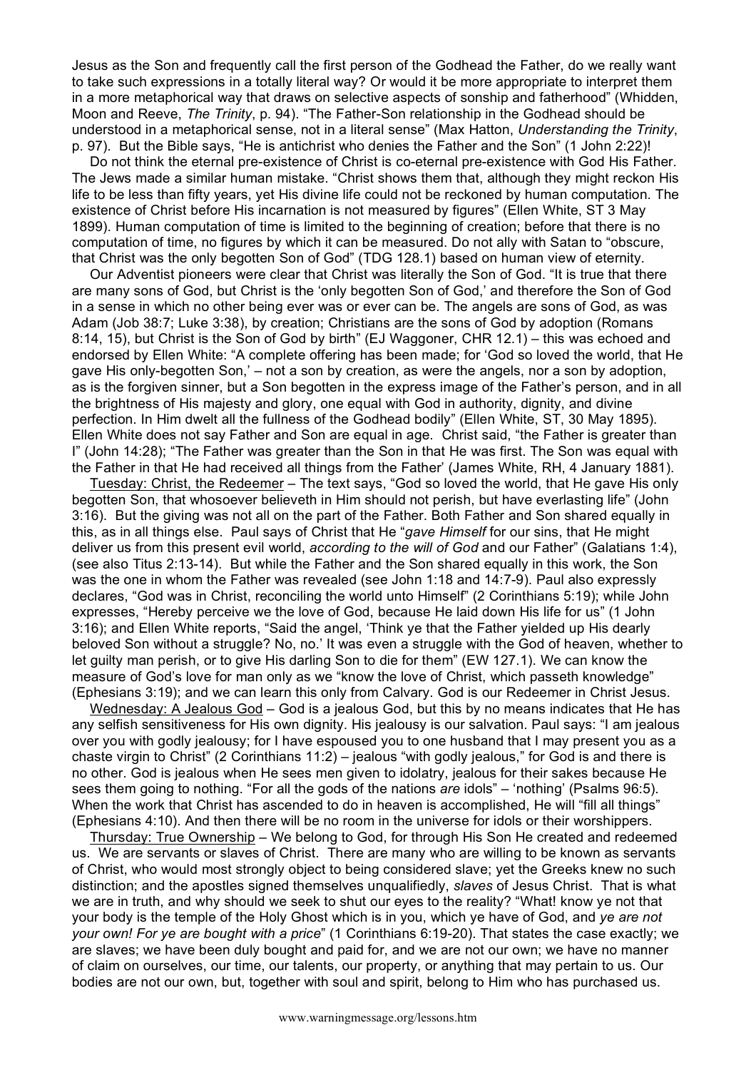Jesus as the Son and frequently call the first person of the Godhead the Father, do we really want to take such expressions in a totally literal way? Or would it be more appropriate to interpret them in a more metaphorical way that draws on selective aspects of sonship and fatherhood" (Whidden, Moon and Reeve, *The Trinity*, p. 94). "The Father-Son relationship in the Godhead should be understood in a metaphorical sense, not in a literal sense" (Max Hatton, *Understanding the Trinity*, p. 97). But the Bible says, "He is antichrist who denies the Father and the Son" (1 John 2:22)!

Do not think the eternal pre-existence of Christ is co-eternal pre-existence with God His Father. The Jews made a similar human mistake. "Christ shows them that, although they might reckon His life to be less than fifty years, yet His divine life could not be reckoned by human computation. The existence of Christ before His incarnation is not measured by figures" (Ellen White, ST 3 May 1899). Human computation of time is limited to the beginning of creation; before that there is no computation of time, no figures by which it can be measured. Do not ally with Satan to "obscure, that Christ was the only begotten Son of God" (TDG 128.1) based on human view of eternity.

Our Adventist pioneers were clear that Christ was literally the Son of God. "It is true that there are many sons of God, but Christ is the 'only begotten Son of God,' and therefore the Son of God in a sense in which no other being ever was or ever can be. The angels are sons of God, as was Adam (Job 38:7; Luke 3:38), by creation; Christians are the sons of God by adoption (Romans 8:14, 15), but Christ is the Son of God by birth" (EJ Waggoner, CHR 12.1) – this was echoed and endorsed by Ellen White: "A complete offering has been made; for 'God so loved the world, that He gave His only-begotten Son,' – not a son by creation, as were the angels, nor a son by adoption, as is the forgiven sinner, but a Son begotten in the express image of the Father's person, and in all the brightness of His majesty and glory, one equal with God in authority, dignity, and divine perfection. In Him dwelt all the fullness of the Godhead bodily" (Ellen White, ST, 30 May 1895). Ellen White does not say Father and Son are equal in age. Christ said, "the Father is greater than I" (John 14:28); "The Father was greater than the Son in that He was first. The Son was equal with the Father in that He had received all things from the Father' (James White, RH, 4 January 1881).

Tuesday: Christ, the Redeemer – The text says, "God so loved the world, that He gave His only begotten Son, that whosoever believeth in Him should not perish, but have everlasting life" (John 3:16). But the giving was not all on the part of the Father. Both Father and Son shared equally in this, as in all things else. Paul says of Christ that He "*gave Himself* for our sins, that He might deliver us from this present evil world, *according to the will of God* and our Father" (Galatians 1:4), (see also Titus 2:13-14). But while the Father and the Son shared equally in this work, the Son was the one in whom the Father was revealed (see John 1:18 and 14:7-9). Paul also expressly declares, "God was in Christ, reconciling the world unto Himself" (2 Corinthians 5:19); while John expresses, "Hereby perceive we the love of God, because He laid down His life for us" (1 John 3:16); and Ellen White reports, "Said the angel, 'Think ye that the Father yielded up His dearly beloved Son without a struggle? No, no.' It was even a struggle with the God of heaven, whether to let guilty man perish, or to give His darling Son to die for them" (EW 127.1). We can know the measure of God's love for man only as we "know the love of Christ, which passeth knowledge" (Ephesians 3:19); and we can learn this only from Calvary. God is our Redeemer in Christ Jesus.

Wednesday: A Jealous God – God is a jealous God, but this by no means indicates that He has any selfish sensitiveness for His own dignity. His jealousy is our salvation. Paul says: "I am jealous over you with godly jealousy; for I have espoused you to one husband that I may present you as a chaste virgin to Christ" (2 Corinthians 11:2) – jealous "with godly jealous," for God is and there is no other. God is jealous when He sees men given to idolatry, jealous for their sakes because He sees them going to nothing. "For all the gods of the nations *are* idols" – 'nothing' (Psalms 96:5). When the work that Christ has ascended to do in heaven is accomplished, He will "fill all things" (Ephesians 4:10). And then there will be no room in the universe for idols or their worshippers.

Thursday: True Ownership – We belong to God, for through His Son He created and redeemed us. We are servants or slaves of Christ. There are many who are willing to be known as servants of Christ, who would most strongly object to being considered slave; yet the Greeks knew no such distinction; and the apostles signed themselves unqualifiedly, *slaves* of Jesus Christ. That is what we are in truth, and why should we seek to shut our eyes to the reality? "What! know ye not that your body is the temple of the Holy Ghost which is in you, which ye have of God, and *ye are not your own! For ye are bought with a price*" (1 Corinthians 6:19-20). That states the case exactly; we are slaves; we have been duly bought and paid for, and we are not our own; we have no manner of claim on ourselves, our time, our talents, our property, or anything that may pertain to us. Our bodies are not our own, but, together with soul and spirit, belong to Him who has purchased us.